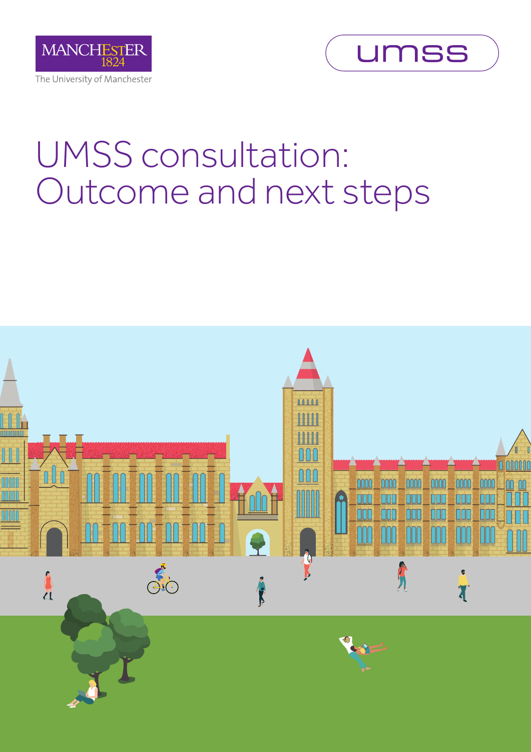MANCHESTER 1824

The University of Manchester

umss

# UMSS consultation: Outcome and next steps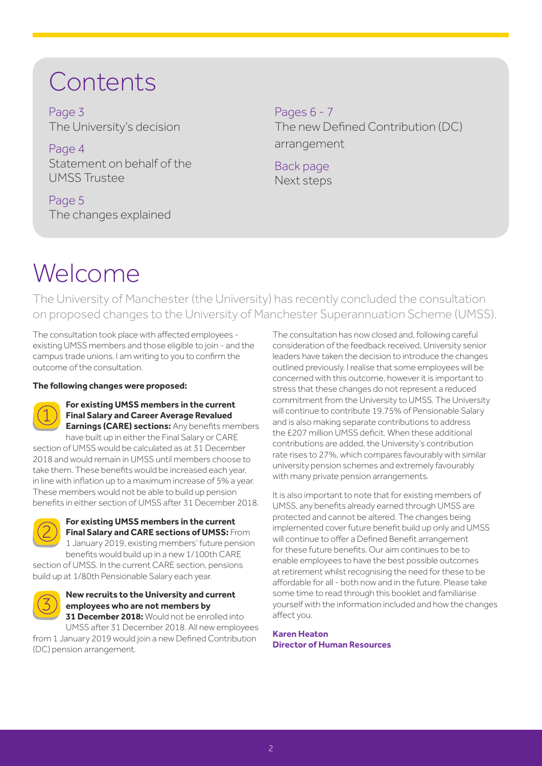# Contents

Page 3
The University's decision

Page 4
Statement on behalf of the UMSS Trustee

Page 5
The changes explained

Pages 6 - 7
The new Defined Contribution (DC) arrangement

Back page
Next steps

# Welcome

The University of Manchester (the University) has recently concluded the consultation on proposed changes to the University of Manchester Superannuation Scheme (UMSS).

The consultation took place with affected employees - existing UMSS members and those eligible to join - and the campus trade unions. I am writing to you to confirm the outcome of the consultation.

**The following changes were proposed:**

1. **For existing UMSS members in the current Final Salary and Career Average Revalued Earnings (CARE) sections:** Any benefits members have built up in either the Final Salary or CARE section of UMSS would be calculated as at 31 December 2018 and would remain in UMSS until members choose to take them. These benefits would be increased each year, in line with inflation up to a maximum increase of 5% a year. These members would not be able to build up pension benefits in either section of UMSS after 31 December 2018.

2. **For existing UMSS members in the current Final Salary and CARE sections of UMSS:** From 1 January 2019, existing members' future pension benefits would build up in a new 1/100th CARE section of UMSS. In the current CARE section, pensions build up at 1/80th Pensionable Salary each year.

3. **New recruits to the University and current employees who are not members by 31 December 2018:** Would not be enrolled into UMSS after 31 December 2018. All new employees from 1 January 2019 would join a new Defined Contribution (DC) pension arrangement.

The consultation has now closed and, following careful consideration of the feedback received, University senior leaders have taken the decision to introduce the changes outlined previously. I realise that some employees will be concerned with this outcome, however it is important to stress that these changes do not represent a reduced commitment from the University to UMSS. The University will continue to contribute 19.75% of Pensionable Salary and is also making separate contributions to address the £207 million UMSS deficit. When these additional contributions are added, the University's contribution rate rises to 27%, which compares favourably with similar university pension schemes and extremely favourably with many private pension arrangements.

It is also important to note that for existing members of UMSS, any benefits already earned through UMSS are protected and cannot be altered. The changes being implemented cover future benefit build up only and UMSS will continue to offer a Defined Benefit arrangement for these future benefits. Our aim continues to be to enable employees to have the best possible outcomes at retirement whilst recognising the need for these to be affordable for all - both now and in the future. Please take some time to read through this booklet and familiarise yourself with the information included and how the changes affect you.

**Karen Heaton**
**Director of Human Resources**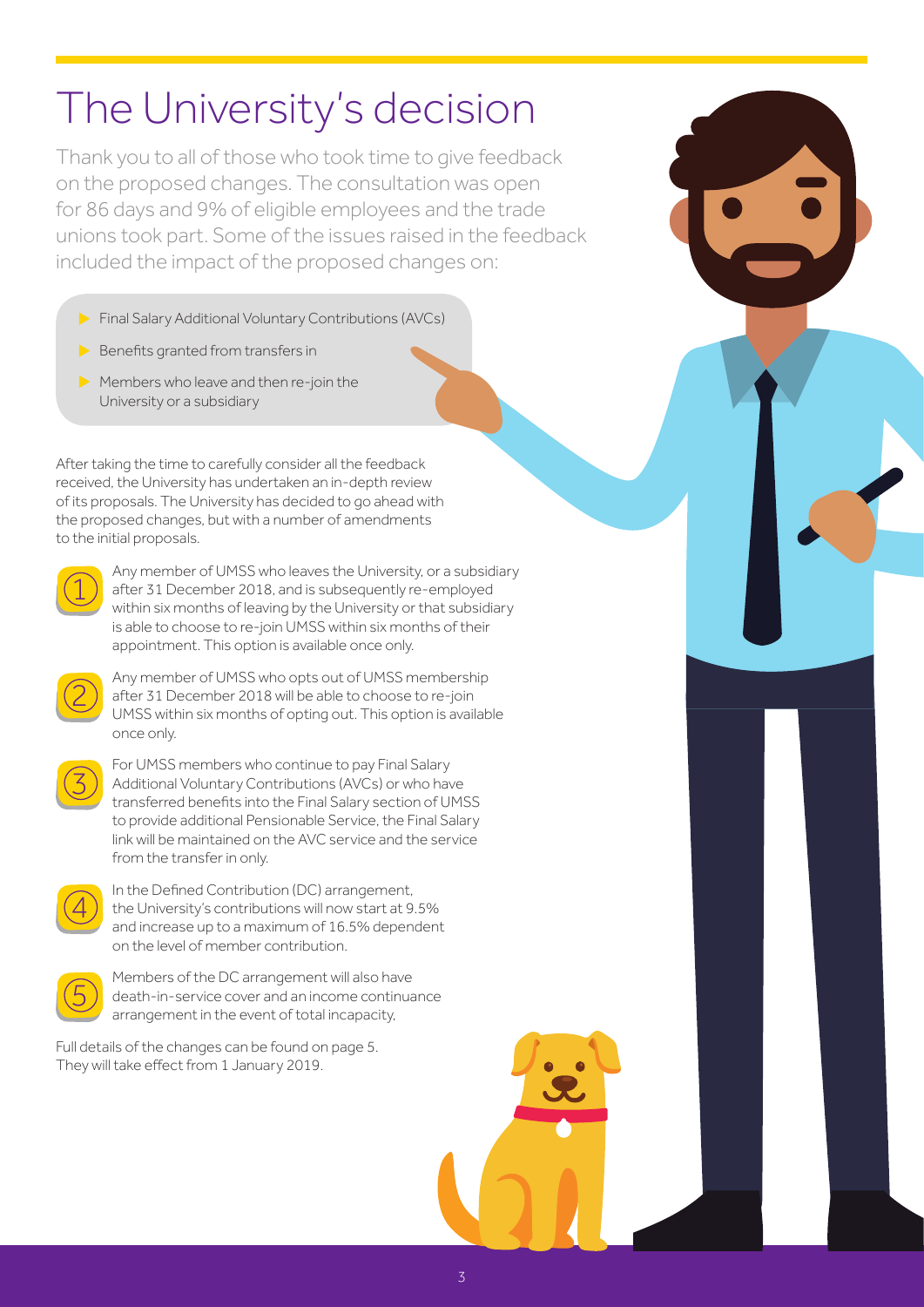# The University's decision

Thank you to all of those who took time to give feedback on the proposed changes. The consultation was open for 86 days and 9% of eligible employees and the trade unions took part. Some of the issues raised in the feedback included the impact of the proposed changes on:

- Final Salary Additional Voluntary Contributions (AVCs)
- Benefits granted from transfers in
- Members who leave and then re-join the University or a subsidiary

After taking the time to carefully consider all the feedback received, the University has undertaken an in-depth review of its proposals. The University has decided to go ahead with the proposed changes, but with a number of amendments to the initial proposals.

1. Any member of UMSS who leaves the University, or a subsidiary after 31 December 2018, and is subsequently re-employed within six months of leaving by the University or that subsidiary is able to choose to re-join UMSS within six months of their appointment. This option is available once only.

2. Any member of UMSS who opts out of UMSS membership after 31 December 2018 will be able to choose to re-join UMSS within six months of opting out. This option is available once only.

3. For UMSS members who continue to pay Final Salary Additional Voluntary Contributions (AVCs) or who have transferred benefits into the Final Salary section of UMSS to provide additional Pensionable Service, the Final Salary link will be maintained on the AVC service and the service from the transfer in only.

4. In the Defined Contribution (DC) arrangement, the University's contributions will now start at 9.5% and increase up to a maximum of 16.5% dependent on the level of member contribution.

5. Members of the DC arrangement will also have death-in-service cover and an income continuance arrangement in the event of total incapacity.

Full details of the changes can be found on page 5. They will take effect from 1 January 2019.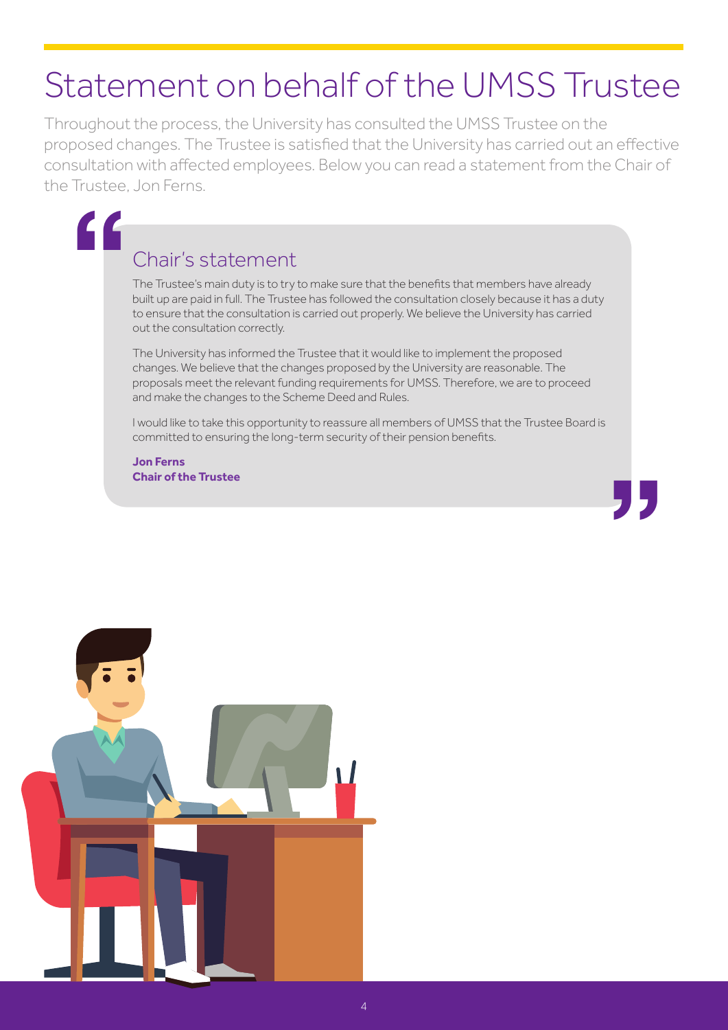# Statement on behalf of the UMSS Trustee

Throughout the process, the University has consulted the UMSS Trustee on the proposed changes. The Trustee is satisfied that the University has carried out an effective consultation with affected employees. Below you can read a statement from the Chair of the Trustee, Jon Ferns.

## Chair's statement

The Trustee's main duty is to try to make sure that the benefits that members have already built up are paid in full. The Trustee has followed the consultation closely because it has a duty to ensure that the consultation is carried out properly. We believe the University has carried out the consultation correctly.

The University has informed the Trustee that it would like to implement the proposed changes. We believe that the changes proposed by the University are reasonable. The proposals meet the relevant funding requirements for UMSS. Therefore, we are to proceed and make the changes to the Scheme Deed and Rules.

I would like to take this opportunity to reassure all members of UMSS that the Trustee Board is committed to ensuring the long-term security of their pension benefits.

**Jon Ferns**
**Chair of the Trustee**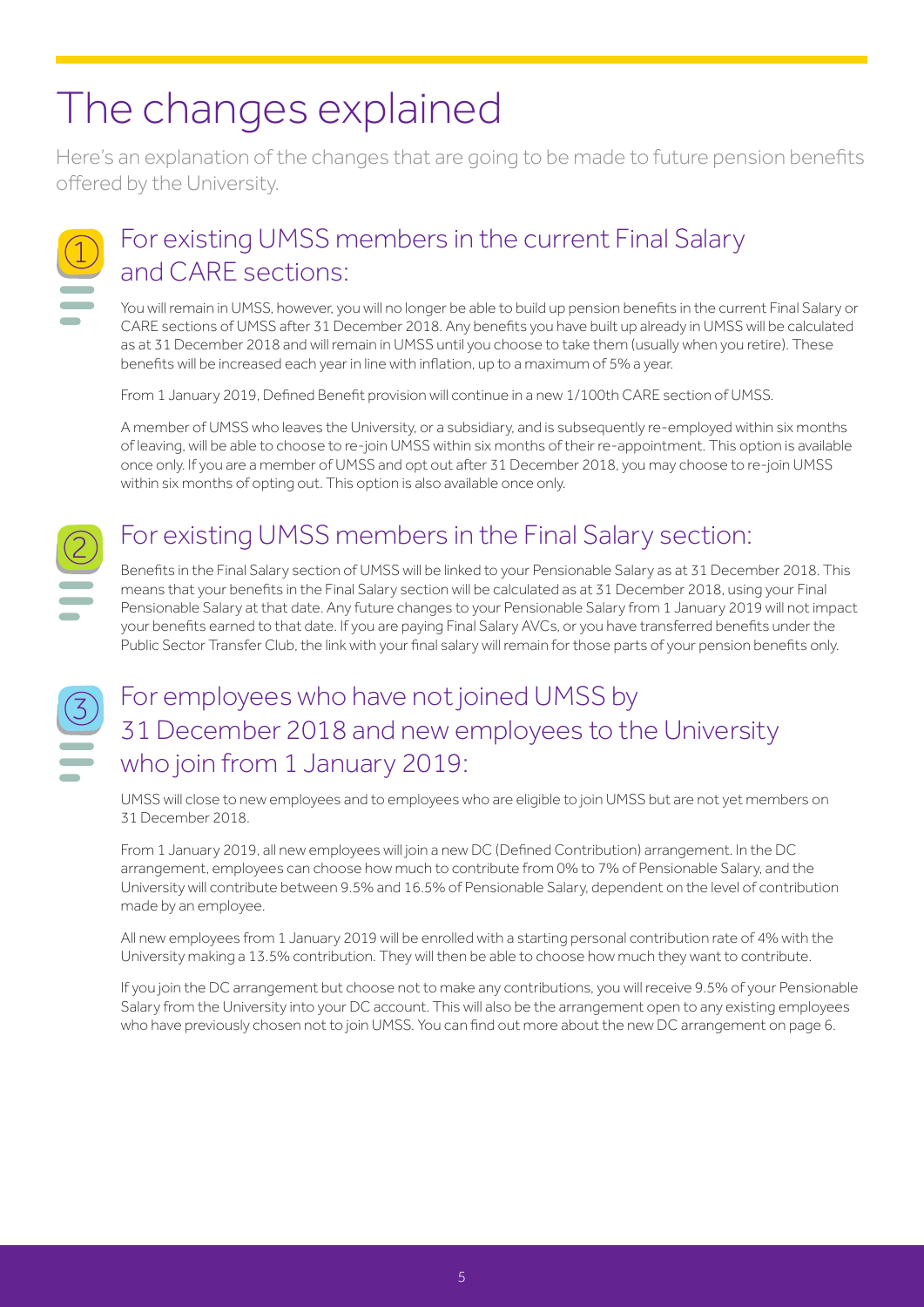# The changes explained

Here's an explanation of the changes that are going to be made to future pension benefits offered by the University.

## 1 For existing UMSS members in the current Final Salary and CARE sections:

You will remain in UMSS, however, you will no longer be able to build up pension benefits in the current Final Salary or CARE sections of UMSS after 31 December 2018. Any benefits you have built up already in UMSS will be calculated as at 31 December 2018 and will remain in UMSS until you choose to take them (usually when you retire). These benefits will be increased each year in line with inflation, up to a maximum of 5% a year.

From 1 January 2019, Defined Benefit provision will continue in a new 1/100th CARE section of UMSS.

A member of UMSS who leaves the University, or a subsidiary, and is subsequently re-employed within six months of leaving, will be able to choose to re-join UMSS within six months of their re-appointment. This option is available once only. If you are a member of UMSS and opt out after 31 December 2018, you may choose to re-join UMSS within six months of opting out. This option is also available once only.

## 2 For existing UMSS members in the Final Salary section:

Benefits in the Final Salary section of UMSS will be linked to your Pensionable Salary as at 31 December 2018. This means that your benefits in the Final Salary section will be calculated as at 31 December 2018, using your Final Pensionable Salary at that date. Any future changes to your Pensionable Salary from 1 January 2019 will not impact your benefits earned to that date. If you are paying Final Salary AVCs, or you have transferred benefits under the Public Sector Transfer Club, the link with your final salary will remain for those parts of your pension benefits only.

## 3 For employees who have not joined UMSS by 31 December 2018 and new employees to the University who join from 1 January 2019:

UMSS will close to new employees and to employees who are eligible to join UMSS but are not yet members on 31 December 2018.

From 1 January 2019, all new employees will join a new DC (Defined Contribution) arrangement. In the DC arrangement, employees can choose how much to contribute from 0% to 7% of Pensionable Salary, and the University will contribute between 9.5% and 16.5% of Pensionable Salary, dependent on the level of contribution made by an employee.

All new employees from 1 January 2019 will be enrolled with a starting personal contribution rate of 4% with the University making a 13.5% contribution. They will then be able to choose how much they want to contribute.

If you join the DC arrangement but choose not to make any contributions, you will receive 9.5% of your Pensionable Salary from the University into your DC account. This will also be the arrangement open to any existing employees who have previously chosen not to join UMSS. You can find out more about the new DC arrangement on page 6.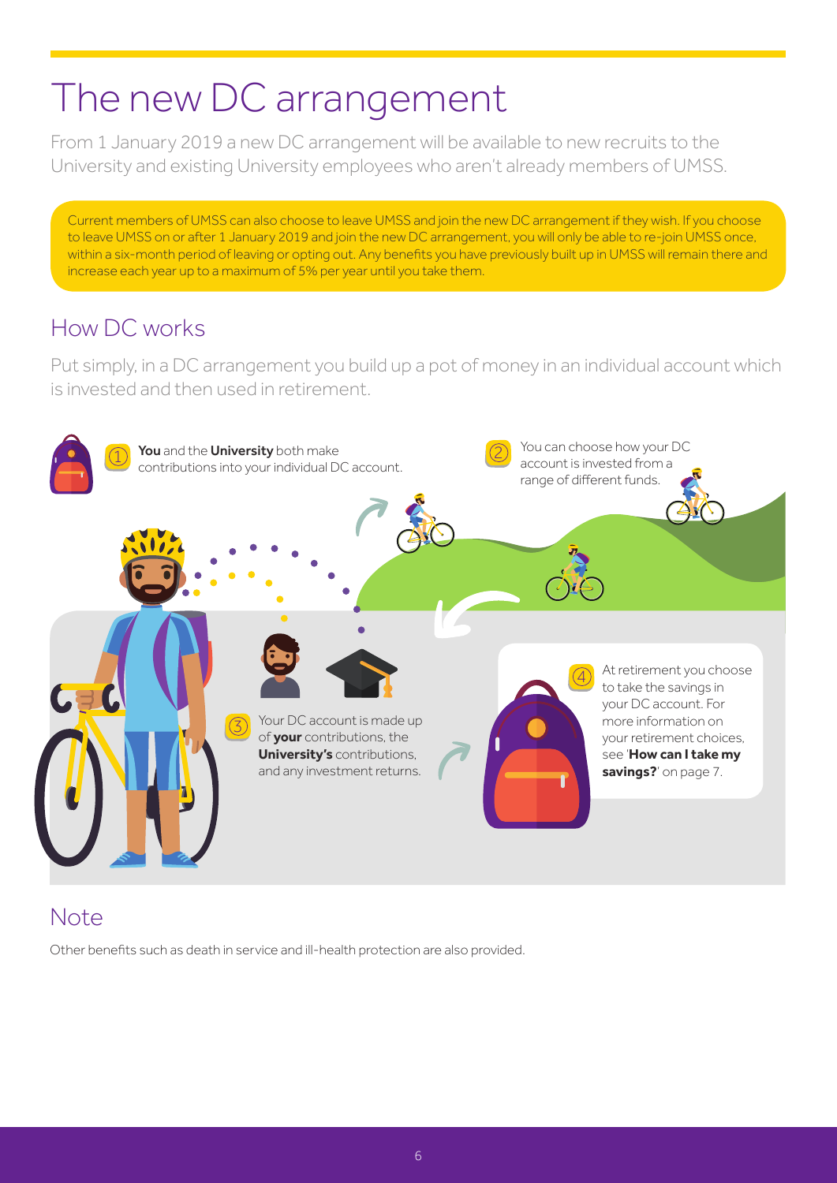# The new DC arrangement

From 1 January 2019 a new DC arrangement will be available to new recruits to the University and existing University employees who aren't already members of UMSS.

Current members of UMSS can also choose to leave UMSS and join the new DC arrangement if they wish. If you choose to leave UMSS on or after 1 January 2019 and join the new DC arrangement, you will only be able to re-join UMSS once, within a six-month period of leaving or opting out. Any benefits you have previously built up in UMSS will remain there and increase each year up to a maximum of 5% per year until you take them.

## How DC works

Put simply, in a DC arrangement you build up a pot of money in an individual account which is invested and then used in retirement.

1. **You** and the **University** both make contributions into your individual DC account.
2. You can choose how your DC account is invested from a range of different funds.
3. Your DC account is made up of **your** contributions, the **University's** contributions, and any investment returns.
4. At retirement you choose to take the savings in your DC account. For more information on your retirement choices, see '**How can I take my savings?**' on page 7.

## Note

Other benefits such as death in service and ill-health protection are also provided.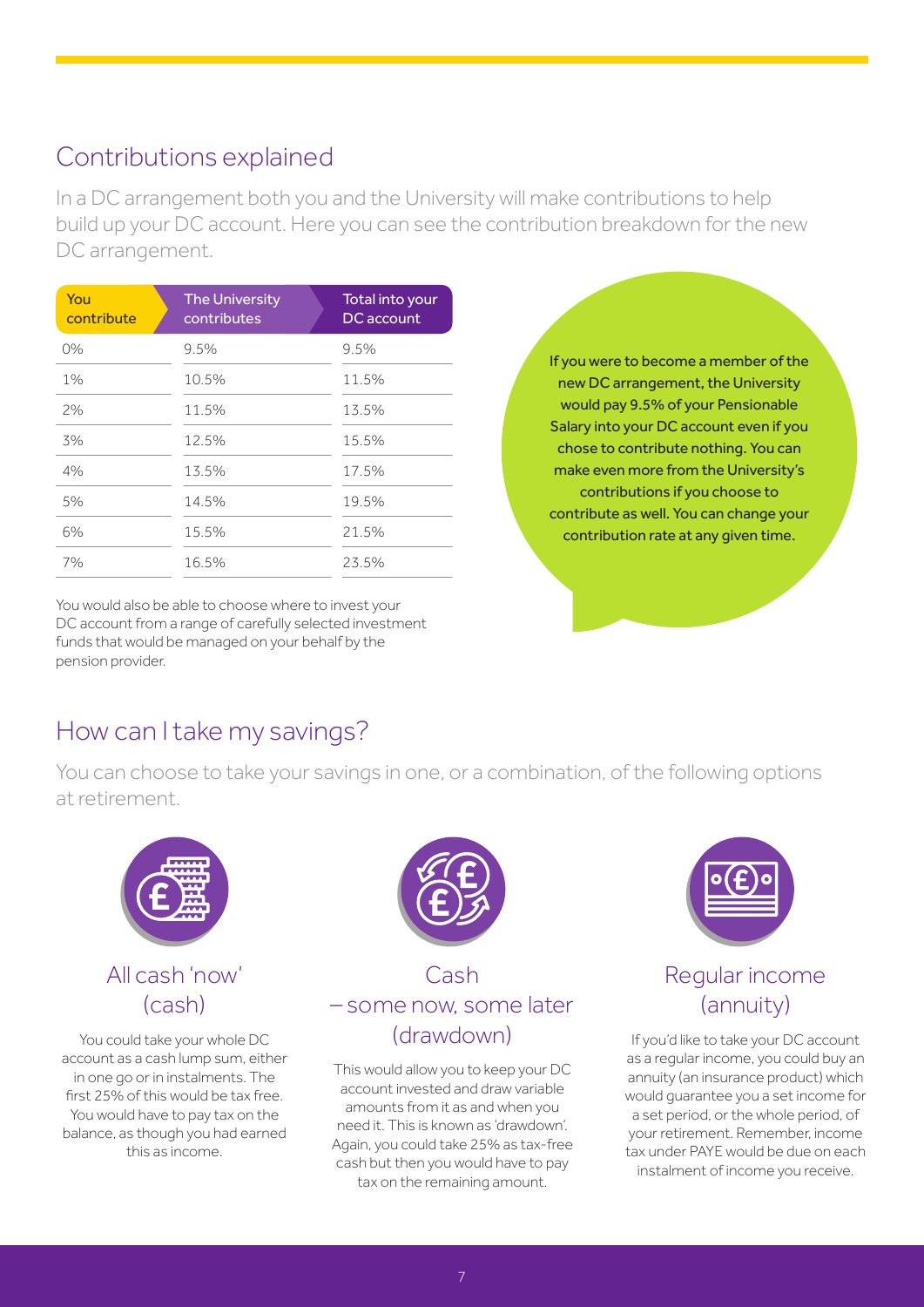## Contributions explained

In a DC arrangement both you and the University will make contributions to help build up your DC account. Here you can see the contribution breakdown for the new DC arrangement.

| You contribute | The University contributes | Total into your DC account |
|---|---|---|
| 0% | 9.5% | 9.5% |
| 1% | 10.5% | 11.5% |
| 2% | 11.5% | 13.5% |
| 3% | 12.5% | 15.5% |
| 4% | 13.5% | 17.5% |
| 5% | 14.5% | 19.5% |
| 6% | 15.5% | 21.5% |
| 7% | 16.5% | 23.5% |

If you were to become a member of the new DC arrangement, the University would pay 9.5% of your Pensionable Salary into your DC account even if you chose to contribute nothing. You can make even more from the University's contributions if you choose to contribute as well. You can change your contribution rate at any given time.

You would also be able to choose where to invest your DC account from a range of carefully selected investment funds that would be managed on your behalf by the pension provider.

## How can I take my savings?

You can choose to take your savings in one, or a combination, of the following options at retirement.

### All cash 'now' (cash)

You could take your whole DC account as a cash lump sum, either in one go or in instalments. The first 25% of this would be tax free. You would have to pay tax on the balance, as though you had earned this as income.

### Cash – some now, some later (drawdown)

This would allow you to keep your DC account invested and draw variable amounts from it as and when you need it. This is known as 'drawdown'. Again, you could take 25% as tax-free cash but then you would have to pay tax on the remaining amount.

### Regular income (annuity)

If you'd like to take your DC account as a regular income, you could buy an annuity (an insurance product) which would guarantee you a set income for a set period, or the whole period, of your retirement. Remember, income tax under PAYE would be due on each instalment of income you receive.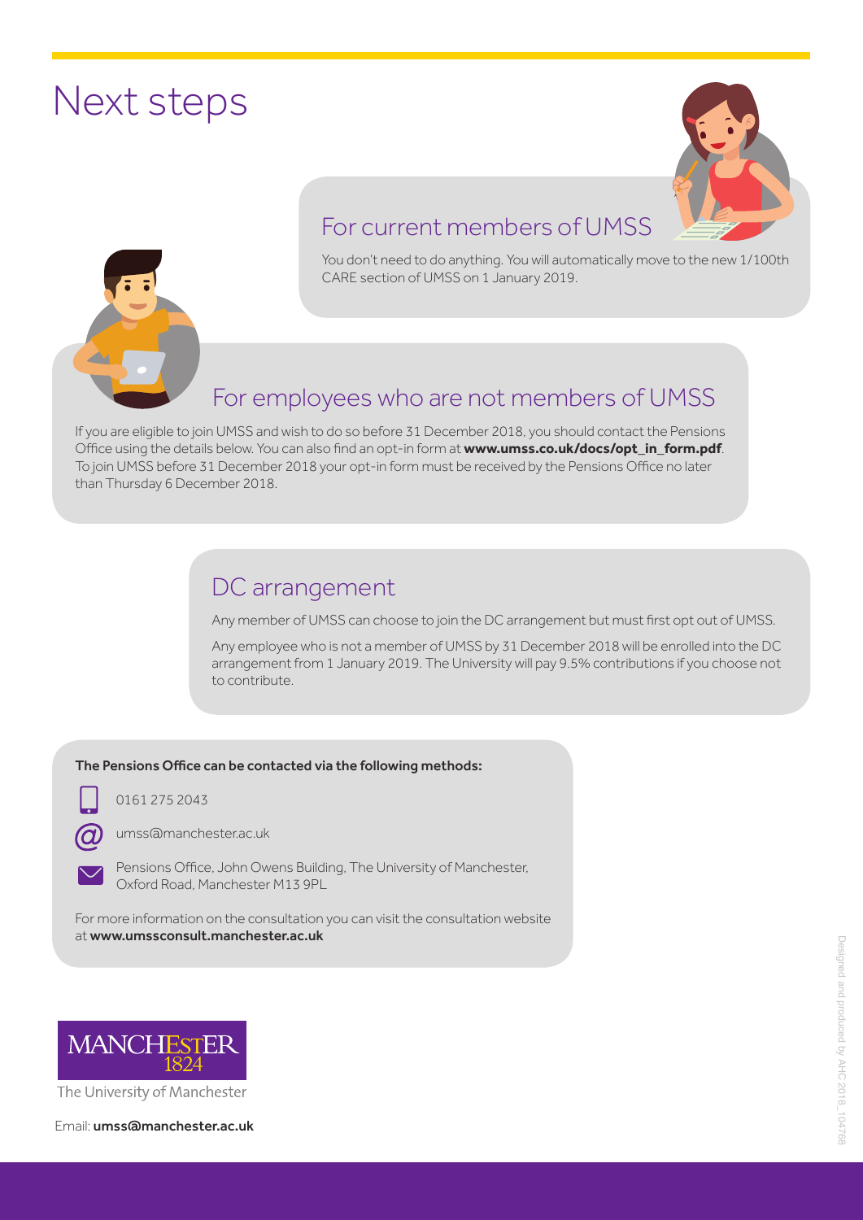# Next steps

## For current members of UMSS

You don't need to do anything. You will automatically move to the new 1/100th CARE section of UMSS on 1 January 2019.

## For employees who are not members of UMSS

If you are eligible to join UMSS and wish to do so before 31 December 2018, you should contact the Pensions Office using the details below. You can also find an opt-in form at **www.umss.co.uk/docs/opt_in_form.pdf**. To join UMSS before 31 December 2018 your opt-in form must be received by the Pensions Office no later than Thursday 6 December 2018.

## DC arrangement

Any member of UMSS can choose to join the DC arrangement but must first opt out of UMSS.

Any employee who is not a member of UMSS by 31 December 2018 will be enrolled into the DC arrangement from 1 January 2019. The University will pay 9.5% contributions if you choose not to contribute.

**The Pensions Office can be contacted via the following methods:**

0161 275 2043

umss@manchester.ac.uk

Pensions Office, John Owens Building, The University of Manchester, Oxford Road, Manchester M13 9PL

For more information on the consultation you can visit the consultation website at **www.umssconsult.manchester.ac.uk**

MANCHESTER 1824

The University of Manchester

Email: **umss@manchester.ac.uk**

Designed and produced by AHC 2018_104768